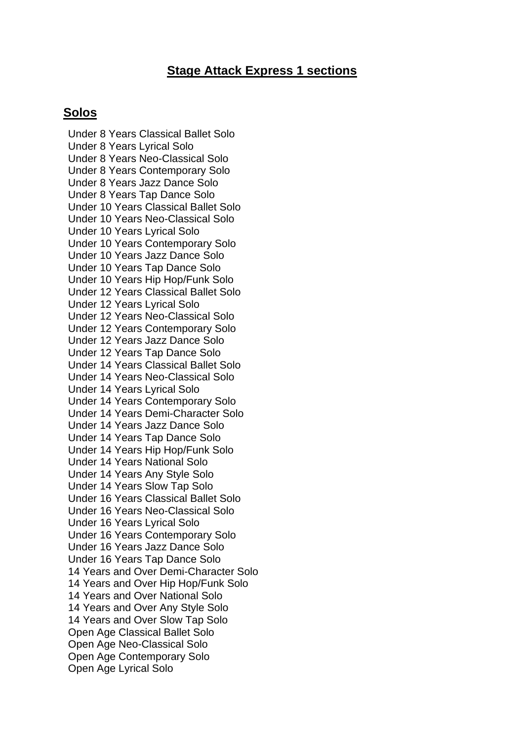## Stage Attack Express 1 sections

### Solos

Under 8 Years Classical Ballet Solo
Under 8 Years Lyrical Solo
Under 8 Years Neo-Classical Solo
Under 8 Years Contemporary Solo
Under 8 Years Jazz Dance Solo
Under 8 Years Tap Dance Solo
Under 10 Years Classical Ballet Solo
Under 10 Years Neo-Classical Solo
Under 10 Years Lyrical Solo
Under 10 Years Contemporary Solo
Under 10 Years Jazz Dance Solo
Under 10 Years Tap Dance Solo
Under 10 Years Hip Hop/Funk Solo
Under 12 Years Classical Ballet Solo
Under 12 Years Lyrical Solo
Under 12 Years Neo-Classical Solo
Under 12 Years Contemporary Solo
Under 12 Years Jazz Dance Solo
Under 12 Years Tap Dance Solo
Under 14 Years Classical Ballet Solo
Under 14 Years Neo-Classical Solo
Under 14 Years Lyrical Solo
Under 14 Years Contemporary Solo
Under 14 Years Demi-Character Solo
Under 14 Years Jazz Dance Solo
Under 14 Years Tap Dance Solo
Under 14 Years Hip Hop/Funk Solo
Under 14 Years National Solo
Under 14 Years Any Style Solo
Under 14 Years Slow Tap Solo
Under 16 Years Classical Ballet Solo
Under 16 Years Neo-Classical Solo
Under 16 Years Lyrical Solo
Under 16 Years Contemporary Solo
Under 16 Years Jazz Dance Solo
Under 16 Years Tap Dance Solo
14 Years and Over Demi-Character Solo
14 Years and Over Hip Hop/Funk Solo
14 Years and Over National Solo
14 Years and Over Any Style Solo
14 Years and Over Slow Tap Solo
Open Age Classical Ballet Solo
Open Age Neo-Classical Solo
Open Age Contemporary Solo
Open Age Lyrical Solo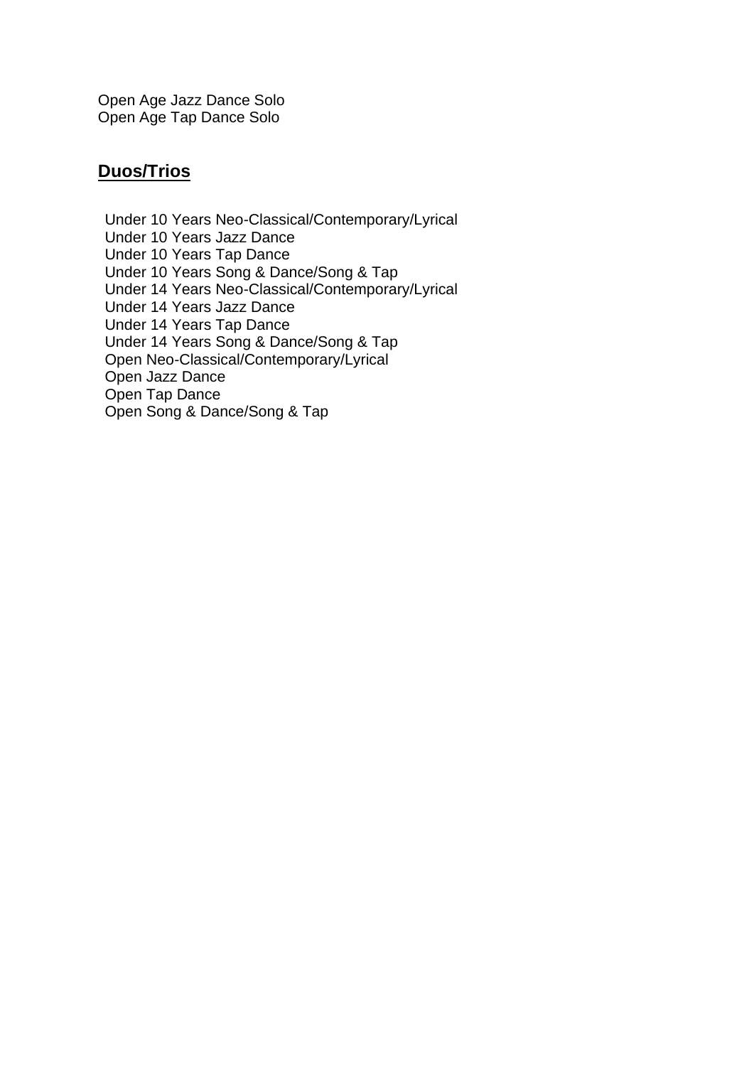Open Age Jazz Dance Solo
Open Age Tap Dance Solo

## Duos/Trios

Under 10 Years Neo-Classical/Contemporary/Lyrical
Under 10 Years Jazz Dance
Under 10 Years Tap Dance
Under 10 Years Song & Dance/Song & Tap
Under 14 Years Neo-Classical/Contemporary/Lyrical
Under 14 Years Jazz Dance
Under 14 Years Tap Dance
Under 14 Years Song & Dance/Song & Tap
Open Neo-Classical/Contemporary/Lyrical
Open Jazz Dance
Open Tap Dance
Open Song & Dance/Song & Tap